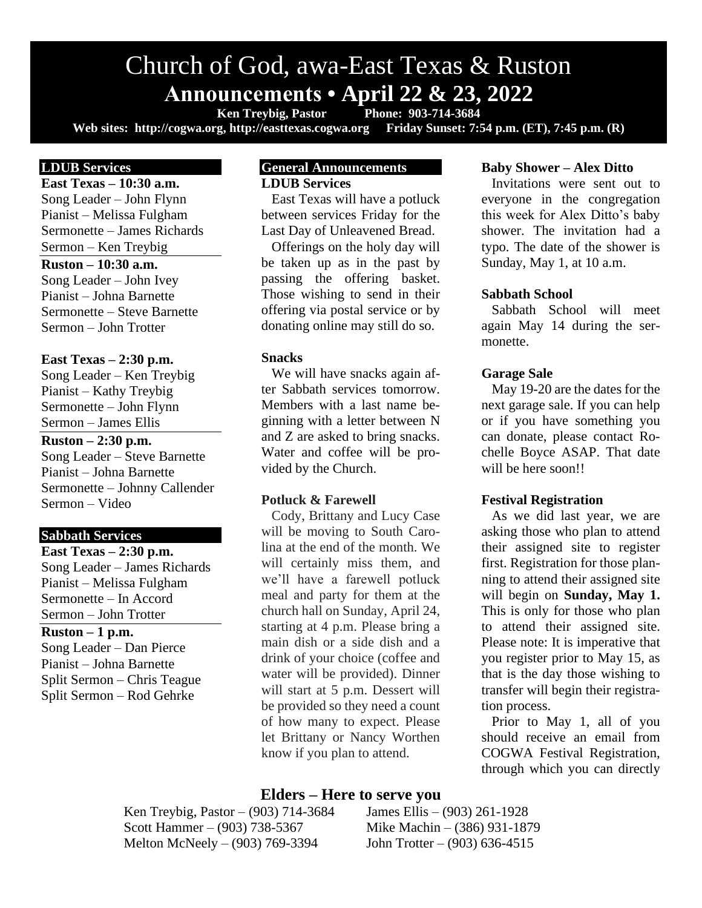# Church of God, awa-East Texas & Ruston

## Announcements • April 22 & 23, 2022

**Ken Treybig, Pastor Phone: 903-714-3684**

**Web sites: http://cogwa.org, http://easttexas.cogwa.org Friday Sunset: 7:54 p.m. (ET), 7:45 p.m. (R)**

### LDUB Services

**East Texas – 10:30 a.m.**
Song Leader – John Flynn
Pianist – Melissa Fulgham
Sermonette – James Richards
Sermon – Ken Treybig

**Ruston – 10:30 a.m.**
Song Leader – John Ivey
Pianist – Johna Barnette
Sermonette – Steve Barnette
Sermon – John Trotter

**East Texas – 2:30 p.m.**
Song Leader – Ken Treybig
Pianist – Kathy Treybig
Sermonette – John Flynn
Sermon – James Ellis

**Ruston – 2:30 p.m.**
Song Leader – Steve Barnette
Pianist – Johna Barnette
Sermonette – Johnny Callender
Sermon – Video

### Sabbath Services

**East Texas – 2:30 p.m.**
Song Leader – James Richards
Pianist – Melissa Fulgham
Sermonette – In Accord
Sermon – John Trotter

**Ruston – 1 p.m.**
Song Leader – Dan Pierce
Pianist – Johna Barnette
Split Sermon – Chris Teague
Split Sermon – Rod Gehrke

### General Announcements

**LDUB Services**

East Texas will have a potluck between services Friday for the Last Day of Unleavened Bread.

Offerings on the holy day will be taken up as in the past by passing the offering basket. Those wishing to send in their offering via postal service or by donating online may still do so.

**Snacks**

We will have snacks again after Sabbath services tomorrow. Members with a last name beginning with a letter between N and Z are asked to bring snacks. Water and coffee will be provided by the Church.

**Potluck & Farewell**

Cody, Brittany and Lucy Case will be moving to South Carolina at the end of the month. We will certainly miss them, and we'll have a farewell potluck meal and party for them at the church hall on Sunday, April 24, starting at 4 p.m. Please bring a main dish or a side dish and a drink of your choice (coffee and water will be provided). Dinner will start at 5 p.m. Dessert will be provided so they need a count of how many to expect. Please let Brittany or Nancy Worthen know if you plan to attend.

**Baby Shower – Alex Ditto**

Invitations were sent out to everyone in the congregation this week for Alex Ditto's baby shower. The invitation had a typo. The date of the shower is Sunday, May 1, at 10 a.m.

**Sabbath School**

Sabbath School will meet again May 14 during the sermonette.

**Garage Sale**

May 19-20 are the dates for the next garage sale. If you can help or if you have something you can donate, please contact Rochelle Boyce ASAP. That date will be here soon!!

**Festival Registration**

As we did last year, we are asking those who plan to attend their assigned site to register first. Registration for those planning to attend their assigned site will begin on **Sunday, May 1.** This is only for those who plan to attend their assigned site. Please note: It is imperative that you register prior to May 15, as that is the day those wishing to transfer will begin their registration process.

Prior to May 1, all of you should receive an email from COGWA Festival Registration, through which you can directly

### Elders – Here to serve you

Ken Treybig, Pastor – (903) 714-3684
Scott Hammer – (903) 738-5367
Melton McNeely – (903) 769-3394
James Ellis – (903) 261-1928
Mike Machin – (386) 931-1879
John Trotter – (903) 636-4515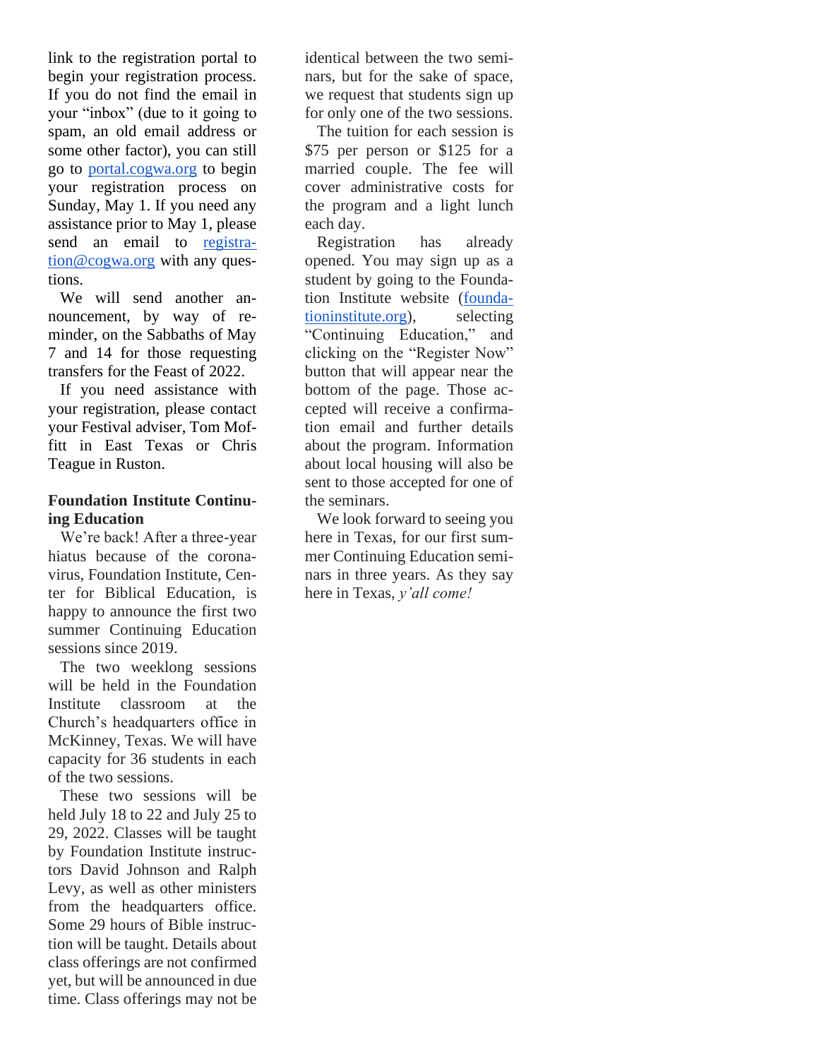link to the registration portal to begin your registration process. If you do not find the email in your "inbox" (due to it going to spam, an old email address or some other factor), you can still go to portal.cogwa.org to begin your registration process on Sunday, May 1. If you need any assistance prior to May 1, please send an email to registration@cogwa.org with any questions.

We will send another announcement, by way of reminder, on the Sabbaths of May 7 and 14 for those requesting transfers for the Feast of 2022.

If you need assistance with your registration, please contact your Festival adviser, Tom Moffitt in East Texas or Chris Teague in Ruston.

**Foundation Institute Continuing Education**

We're back! After a three-year hiatus because of the coronavirus, Foundation Institute, Center for Biblical Education, is happy to announce the first two summer Continuing Education sessions since 2019.

The two weeklong sessions will be held in the Foundation Institute classroom at the Church's headquarters office in McKinney, Texas. We will have capacity for 36 students in each of the two sessions.

These two sessions will be held July 18 to 22 and July 25 to 29, 2022. Classes will be taught by Foundation Institute instructors David Johnson and Ralph Levy, as well as other ministers from the headquarters office. Some 29 hours of Bible instruction will be taught. Details about class offerings are not confirmed yet, but will be announced in due time. Class offerings may not be identical between the two seminars, but for the sake of space, we request that students sign up for only one of the two sessions.

The tuition for each session is $75 per person or $125 for a married couple. The fee will cover administrative costs for the program and a light lunch each day.

Registration has already opened. You may sign up as a student by going to the Foundation Institute website (foundationinstitute.org), selecting "Continuing Education," and clicking on the "Register Now" button that will appear near the bottom of the page. Those accepted will receive a confirmation email and further details about the program. Information about local housing will also be sent to those accepted for one of the seminars.

We look forward to seeing you here in Texas, for our first summer Continuing Education seminars in three years. As they say here in Texas, *y'all come!*